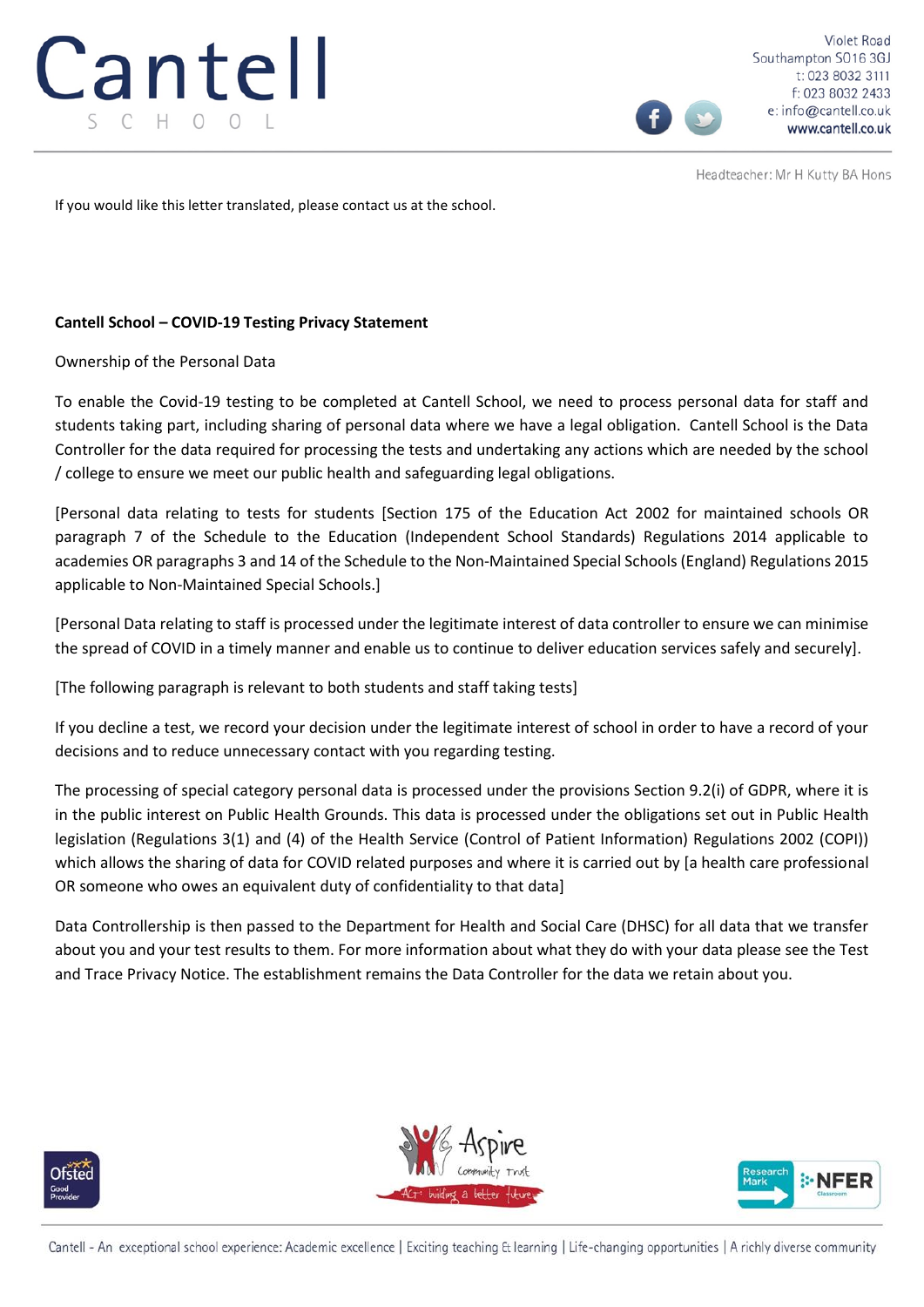Cantell School

Violet Road
Southampton SO16 3GJ
t: 023 8032 3111
f: 023 8032 2433
e: info@cantell.co.uk
www.cantell.co.uk

Headteacher: Mr H Kutty BA Hons

If you would like this letter translated, please contact us at the school.

**Cantell School – COVID-19 Testing Privacy Statement**

Ownership of the Personal Data

To enable the Covid-19 testing to be completed at Cantell School, we need to process personal data for staff and students taking part, including sharing of personal data where we have a legal obligation. Cantell School is the Data Controller for the data required for processing the tests and undertaking any actions which are needed by the school / college to ensure we meet our public health and safeguarding legal obligations.

[Personal data relating to tests for students [Section 175 of the Education Act 2002 for maintained schools OR paragraph 7 of the Schedule to the Education (Independent School Standards) Regulations 2014 applicable to academies OR paragraphs 3 and 14 of the Schedule to the Non-Maintained Special Schools (England) Regulations 2015 applicable to Non-Maintained Special Schools.]

[Personal Data relating to staff is processed under the legitimate interest of data controller to ensure we can minimise the spread of COVID in a timely manner and enable us to continue to deliver education services safely and securely].

[The following paragraph is relevant to both students and staff taking tests]

If you decline a test, we record your decision under the legitimate interest of school in order to have a record of your decisions and to reduce unnecessary contact with you regarding testing.

The processing of special category personal data is processed under the provisions Section 9.2(i) of GDPR, where it is in the public interest on Public Health Grounds. This data is processed under the obligations set out in Public Health legislation (Regulations 3(1) and (4) of the Health Service (Control of Patient Information) Regulations 2002 (COPI)) which allows the sharing of data for COVID related purposes and where it is carried out by [a health care professional OR someone who owes an equivalent duty of confidentiality to that data]

Data Controllership is then passed to the Department for Health and Social Care (DHSC) for all data that we transfer about you and your test results to them. For more information about what they do with your data please see the Test and Trace Privacy Notice. The establishment remains the Data Controller for the data we retain about you.

Cantell - An exceptional school experience: Academic excellence | Exciting teaching & learning | Life-changing opportunities | A richly diverse community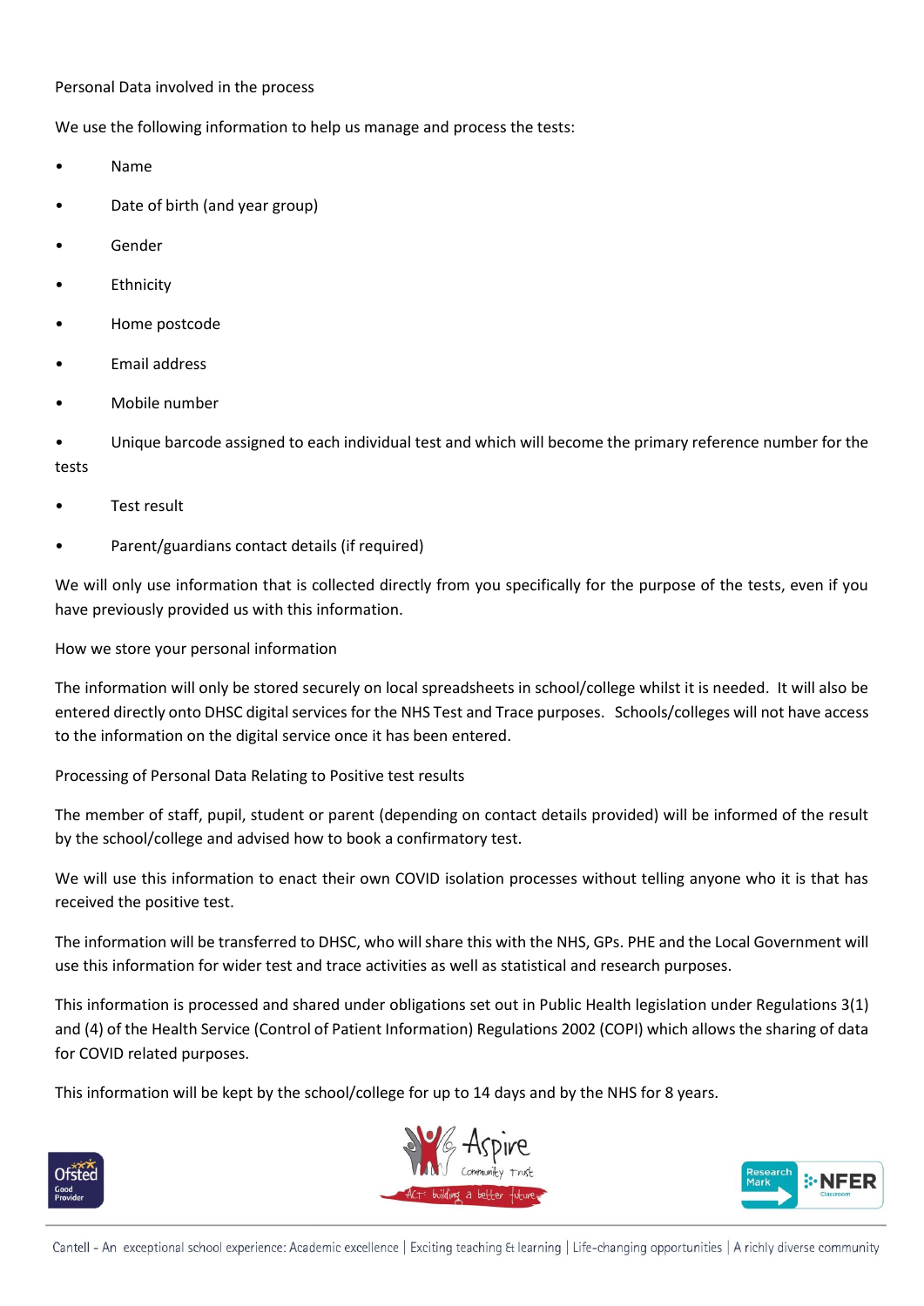Personal Data involved in the process

We use the following information to help us manage and process the tests:

- Name
- Date of birth (and year group)
- Gender
- Ethnicity
- Home postcode
- Email address
- Mobile number
- Unique barcode assigned to each individual test and which will become the primary reference number for the tests
- Test result
- Parent/guardians contact details (if required)

We will only use information that is collected directly from you specifically for the purpose of the tests, even if you have previously provided us with this information.

How we store your personal information

The information will only be stored securely on local spreadsheets in school/college whilst it is needed. It will also be entered directly onto DHSC digital services for the NHS Test and Trace purposes. Schools/colleges will not have access to the information on the digital service once it has been entered.

Processing of Personal Data Relating to Positive test results

The member of staff, pupil, student or parent (depending on contact details provided) will be informed of the result by the school/college and advised how to book a confirmatory test.

We will use this information to enact their own COVID isolation processes without telling anyone who it is that has received the positive test.

The information will be transferred to DHSC, who will share this with the NHS, GPs. PHE and the Local Government will use this information for wider test and trace activities as well as statistical and research purposes.

This information is processed and shared under obligations set out in Public Health legislation under Regulations 3(1) and (4) of the Health Service (Control of Patient Information) Regulations 2002 (COPI) which allows the sharing of data for COVID related purposes.

This information will be kept by the school/college for up to 14 days and by the NHS for 8 years.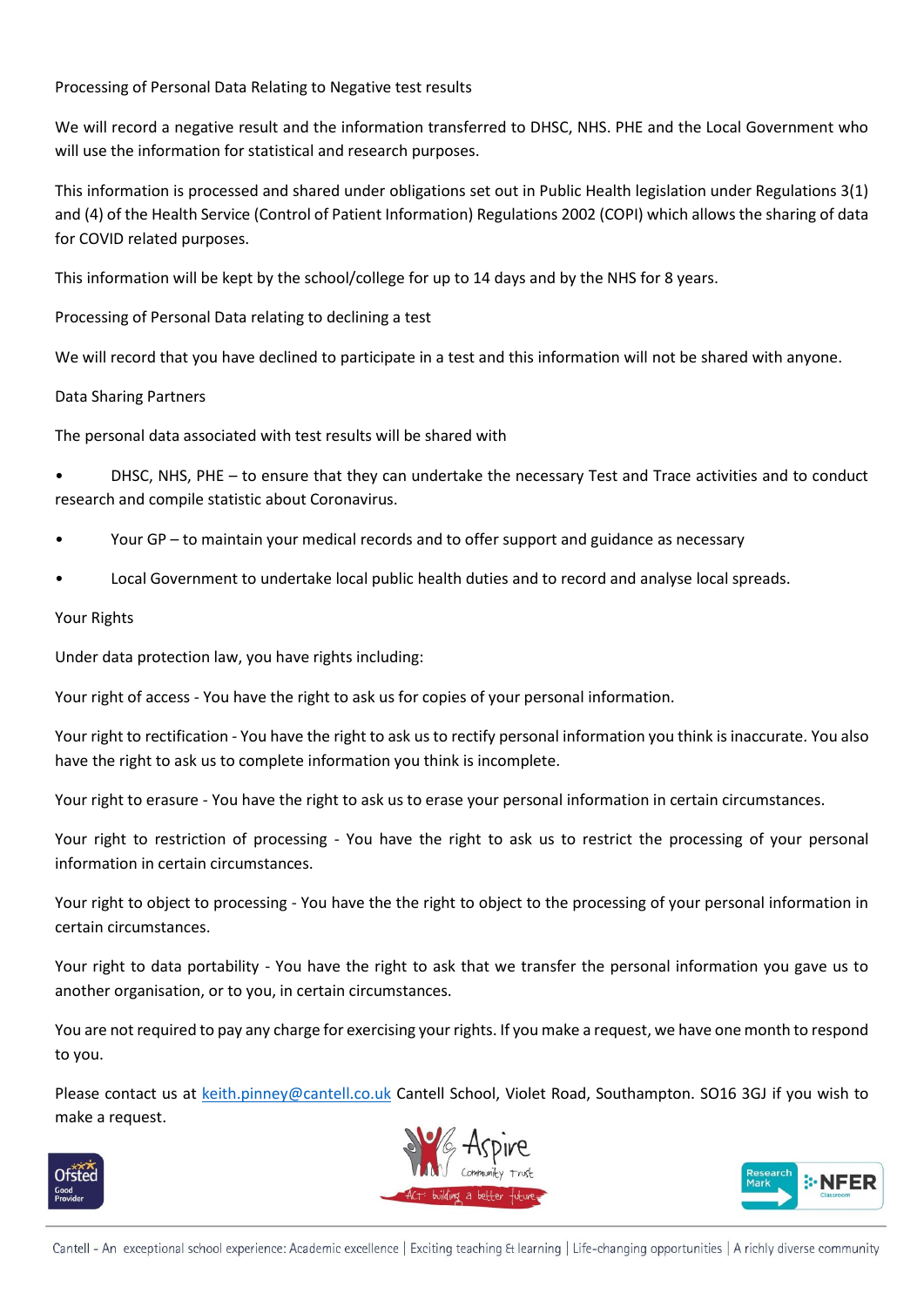Processing of Personal Data Relating to Negative test results

We will record a negative result and the information transferred to DHSC, NHS. PHE and the Local Government who will use the information for statistical and research purposes.

This information is processed and shared under obligations set out in Public Health legislation under Regulations 3(1) and (4) of the Health Service (Control of Patient Information) Regulations 2002 (COPI) which allows the sharing of data for COVID related purposes.

This information will be kept by the school/college for up to 14 days and by the NHS for 8 years.

Processing of Personal Data relating to declining a test

We will record that you have declined to participate in a test and this information will not be shared with anyone.

Data Sharing Partners

The personal data associated with test results will be shared with

- DHSC, NHS, PHE – to ensure that they can undertake the necessary Test and Trace activities and to conduct research and compile statistic about Coronavirus.
- Your GP – to maintain your medical records and to offer support and guidance as necessary
- Local Government to undertake local public health duties and to record and analyse local spreads.

Your Rights

Under data protection law, you have rights including:

Your right of access - You have the right to ask us for copies of your personal information.

Your right to rectification - You have the right to ask us to rectify personal information you think is inaccurate. You also have the right to ask us to complete information you think is incomplete.

Your right to erasure - You have the right to ask us to erase your personal information in certain circumstances.

Your right to restriction of processing - You have the right to ask us to restrict the processing of your personal information in certain circumstances.

Your right to object to processing - You have the the right to object to the processing of your personal information in certain circumstances.

Your right to data portability - You have the right to ask that we transfer the personal information you gave us to another organisation, or to you, in certain circumstances.

You are not required to pay any charge for exercising your rights. If you make a request, we have one month to respond to you.

Please contact us at keith.pinney@cantell.co.uk Cantell School, Violet Road, Southampton. SO16 3GJ if you wish to make a request.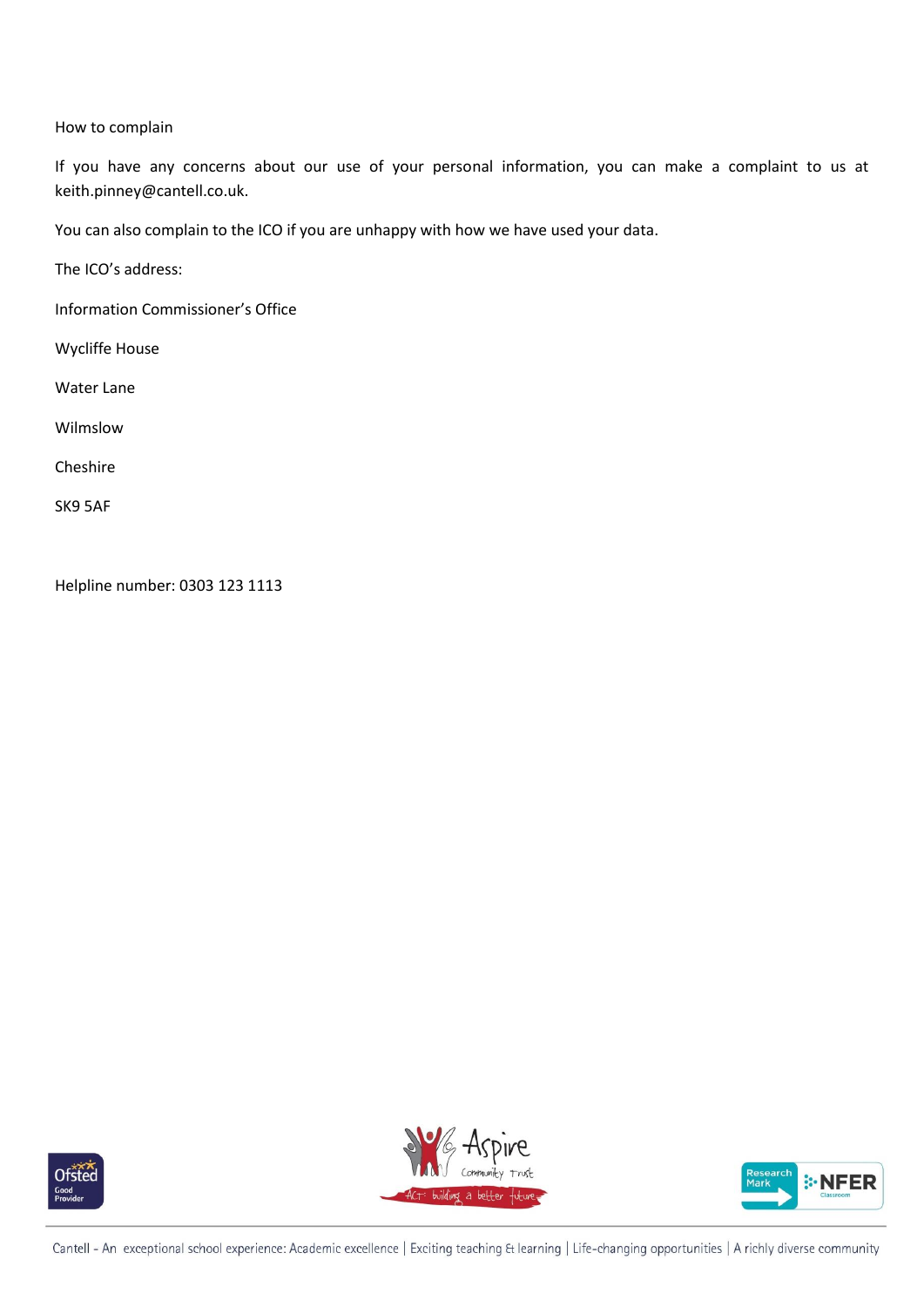## How to complain

If you have any concerns about our use of your personal information, you can make a complaint to us at keith.pinney@cantell.co.uk.

You can also complain to the ICO if you are unhappy with how we have used your data.

The ICO's address:

Information Commissioner's Office

Wycliffe House

Water Lane

Wilmslow

Cheshire

SK9 5AF

Helpline number: 0303 123 1113